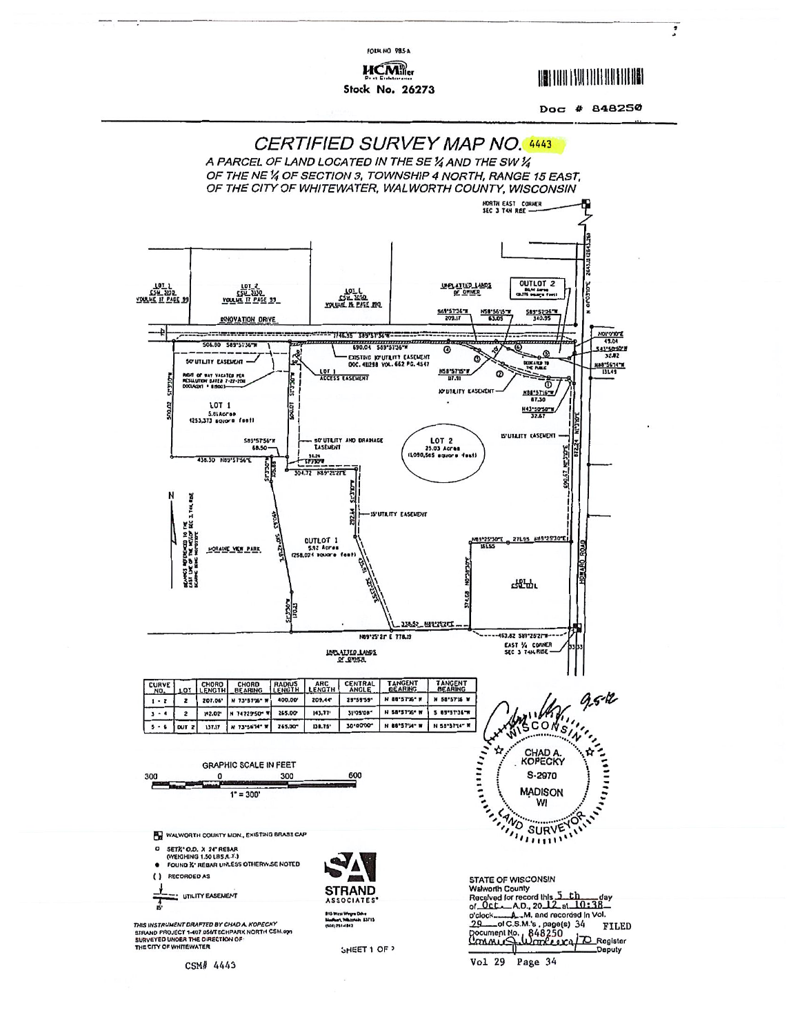FORM NO. 985-A

HCMiller

Stock No. 26273

Doc # 848250

# CERTIFIED SURVEY MAP NO. 4443

*A PARCEL OF LAND LOCATED IN THE SE ¼ AND THE SW ¼ OF THE NE ¼ OF SECTION 3, TOWNSHIP 4 NORTH, RANGE 15 EAST, OF THE CITY OF WHITEWATER, WALWORTH COUNTY, WISCONSIN*

NORTH EAST CORNER SEC 3 T4N R15E

LOT 1 CSM 3130 VOLUME 17 PAGE 99

LOT 2 CSM 3130 VOLUME 17 PAGE 99

LOT 1 CSM 3050 VOLUME 16 PAGE 180

UNPLATTED LANDS OF OWNER

OUTLOT 2 0.06 Acres (2,775 square feet)

INNOVATION DRIVE

S89°51'36"W 209.17 N58°56'15"W 63.05 S89°51'36"W 340.95

1746.15 S89°51'36"W

506.80 S89°51'36"W

690.04 S89°51'36"W

EXISTING 10' UTILITY EASEMENT DOC. 411298 VOL. 662 PG. 4547

N58°57'15"W 87.91

DEDICATED TO THE PUBLIC

N00°00'00"E 49.04

S43°40'50"E 32.82

N88°56'14"W 131.49

50' UTILITY EASEMENT

RIGHT OF WAY VACATED PER RESOLUTION DATED 7-22-2011 DOCUMENT # 811003

LOT 1 ACCESS EASEMENT

10' UTILITY EASEMENT

N88°57'16"W 87.30

N43°50'50"W 32.67

LOT 1 5.81 Acres (253,373 square feet)

500.02 S1°33'10"E

500.07 N1°33'10"W

S89°51'56"W 68.50

438.30 N89°51'56"E

50' UTILITY AND DRAINAGE EASEMENT

304.72 N89°25'27"E

LOT 2 25.03 Acres (1,090,565 square feet)

15' UTILITY EASEMENT

872.24 N1°31'0"E

690.67 N1°33'0"E

15' UTILITY EASEMENT

N89°25'30"E 161.55 271.95 N89°25'30"E

OUTLOT 1 5.92 Acres (258,024 square feet)

MORAINE VIEW PARK

BEARINGS REFERENCED TO THE EAST LINE OF THE NE 1/4 OF SEC 3, T4N R15E BEARING BEING N00°00'00"E

LOT 1 CSM 1171

HOWARD ROAD

574.68 N0°35'30"E

338.52 N89°25'27"E

N89°25'27"E 778.19

463.82 S89°25'27"W

EAST ¼ CORNER SEC 3 T4N R15E

UNPLATTED LANDS OF OWNER

N 00°01'00"E 2641.10 (2641.26)

| CURVE NO. | LOT | CHORD LENGTH | CHORD BEARING | RADIUS LENGTH | ARC LENGTH | CENTRAL ANGLE | TANGENT BEARING | TANGENT BEARING |
|---|---|---|---|---|---|---|---|---|
| 1 - 2 | 2 | 207.06' | N 73°57'56" W | 400.00' | 209.44' | 29°59'59" | N 88°57'16" W | N 58°57'16" W |
| 3 - 4 | 2 | 142.02' | N 74°22'50" W | 265.00' | 143.77' | 31°05'08" | N 58°57'16" W | S 89°51'36" W |
| 5 - 6 | OUT 2 | 137.17 | N 73°56'14" W | 265.00' | 138.75' | 30°00'00" | N 88°57'14" W | N 58°57'14" W |

GRAPHIC SCALE IN FEET

300 0 300 600

1" = 300'

- WALWORTH COUNTY MON., EXISTING BRASS CAP
- SET ¾" O.D. X 24" REBAR (WEIGHING 1.50 LBS./L.F.)
- FOUND ¾" REBAR UNLESS OTHERWISE NOTED
- ( ) RECORDED AS
- UTILITY EASEMENT

*THIS INSTRUMENT DRAFTED BY CHAD A. KOPECKY*
STRAND PROJECT 1-407 056/TECHPARK NORTH CSM.dgn
SURVEYED UNDER THE DIRECTION OF: THE CITY OF WHITEWATER

STRAND ASSOCIATES
910 West Wingra Drive
Madison, Wisconsin 53715
(608) 251-4843

9-5-12

WISCONSIN CHAD A. KOPECKY S-2970 MADISON WI LAND SURVEYOR

STATE OF WISCONSIN
Walworth County
Received for record this 5 th day of Oct. A.D., 20 12 at 10:38 o'clock A.M. and recorded in Vol. 29 of C.S.M.'s, page(s) 34
Document No. 848250
Register / Deputy

FILED

CSM# 4443

Vol 29 Page 34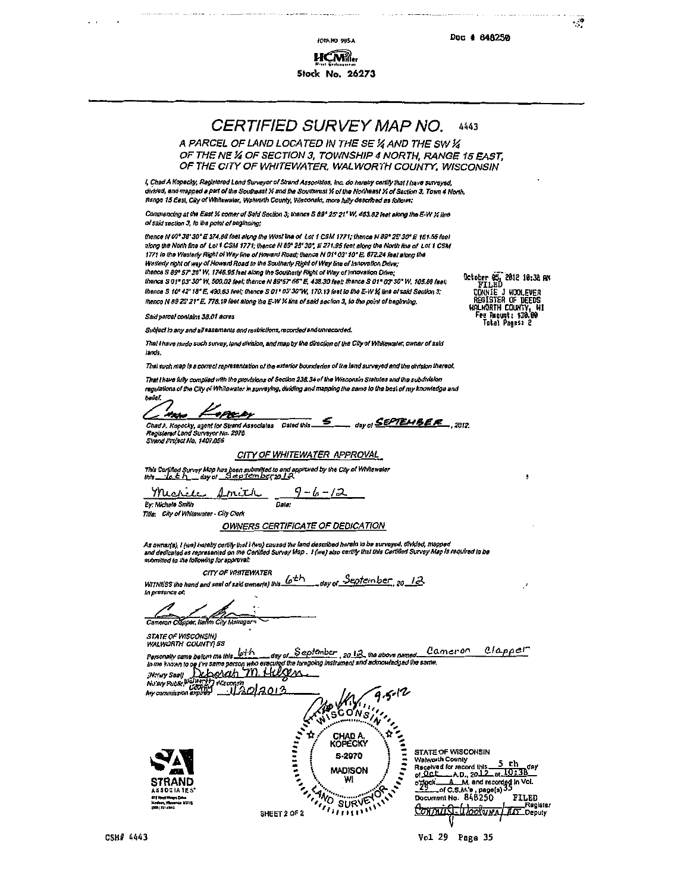FORM NO 995-A

HCMiller

Stock No. 26273

Doc # 848250

# CERTIFIED SURVEY MAP NO. 4443

## A PARCEL OF LAND LOCATED IN THE SE ¼ AND THE SW ¼ OF THE NE ¼ OF SECTION 3, TOWNSHIP 4 NORTH, RANGE 15 EAST, OF THE CITY OF WHITEWATER, WALWORTH COUNTY, WISCONSIN

*I, Chad A Kopecky, Registered Land Surveyor of Strand Associates, Inc. do hereby certify that I have surveyed, divided, and mapped a part of the Southeast ¼ and the Southwest ¼ of the Northeast ¼ of Section 3, Town 4 North, Range 15 East, City of Whitewater, Walworth County, Wisconsin, more fully described as follows:*

*Commencing at the East ¼ corner of Said Section 3; thence S 89° 25' 21" W, 463.82 feet along the E-W ¼ line of said section 3, to the point of beginning;*

*thence N 00° 38' 30" E 374.68 feet along the West line of Lot 1 CSM 1771; thence N 89° 25' 30" E 161.55 feet along the North line of Lot 1 CSM 1771; thence N 89° 25' 30", E 271.95 feet along the North line of Lot 1 CSM 1771 to the Westerly Right of Way line of Howard Road; thence N 01° 03' 10" E, 672.24 feet along the Westerly right of way of Howard Road to the Southerly Right of Way line of Innovation Drive; thence S 89° 57' 30" W, 1746.95 feet along the Southerly Right of Way of Innovation Drive; thence S 01° 03' 30" W, 500.02 feet; thence N 89°57' 56" E, 438.30 feet; thence S 01° 03' 30" W, 105.89 feet; thence S 10° 42' 18" E, 490.63 feet; thence S 01° 03' 30"W, 170.13 feet to the E-W ¼ line of said Section 3; thence N 89 25' 21" E. 778.19 feet along the E-W ¼ line of said section 3, to the point of beginning.*

*Said parcel contains 38.01 acres*

*Subject to any and all easements and restrictions, recorded and unrecorded.*

*That I have made such survey, land division, and map by the direction of the City of Whitewater, owner of said lands.*

*That such map is a correct representation of the exterior boundaries of the land surveyed and the division thereof.*

*That I have fully complied with the provisions of Section 236.34 of the Wisconsin Statutes and the subdivision regulations of the City of Whitewater in surveying, dividing and mapping the same to the best of my knowledge and belief.*

October 05, 2012 10:38 AM
FILED
CONNIE J WOOLEVER
REGISTER OF DEEDS
WALWORTH COUNTY, WI
Fee Amount: $30.00
Total Pages: 2

Chad Kopecky

*Chad A. Kopecky, agent for Strand Associates* Dated this 5 day of SEPTEMBER, 2012.
*Registered Land Surveyor No. 2970*
*Strand Project No. 1407.056*

### CITY OF WHITEWATER APPROVAL

*This Certified Survey Map has been submitted to and approved by the City of Whitewater this* 6th *day of* September *20* 12

Michele Smith 9-6-12

*By: Michele Smith* *Date:*
*Title: City of Whitewater - City Clerk*

### OWNERS CERTIFICATE OF DEDICATION

*As owner(s), I (we) hereby certify that I (we) caused the land described herein to be surveyed, divided, mapped and dedicated as represented on the Certified Survey Map. I (we) also certify that this Certified Survey Map is required to be submitted to the following for approval:*

CITY OF WHITEWATER

*WITNESS the hand and seal of said owner(s) this* 6th *day of* September*, 20* 12
*In presence of:*

*Cameron Clapper, Interim City Manager*

*STATE OF WISCONSIN)*
*WALWORTH COUNTY) SS*

*Personally came before me this* 6th *day of* September*, 20* 12*, the above named* Cameron Clapper *to me known to be the same person who executed the foregoing instrument and acknowledged the same.*

*(Notary Seal)* Deborah M. Helgen
*Notary Public* Walworth County Wisconsin
*My commission expires* 11/30/2013

9-5-12

WISCONSIN
CHAD A. KOPECKY
S-2970
MADISON
WI
LAND SURVEYOR

STRAND ASSOCIATES

SHEET 2 OF 2

STATE OF WISCONSIN
Walworth County
Received for record this 5th day of Oct A.D., 2012 at 10:38 o'clock A M. and recorded in Vol. 29 of C.S.M.'s, page(s) 35
Document No. 848250 FILED
Connie J. Woolever Register / Deputy

CSM# 4443

Vol 29 Page 35